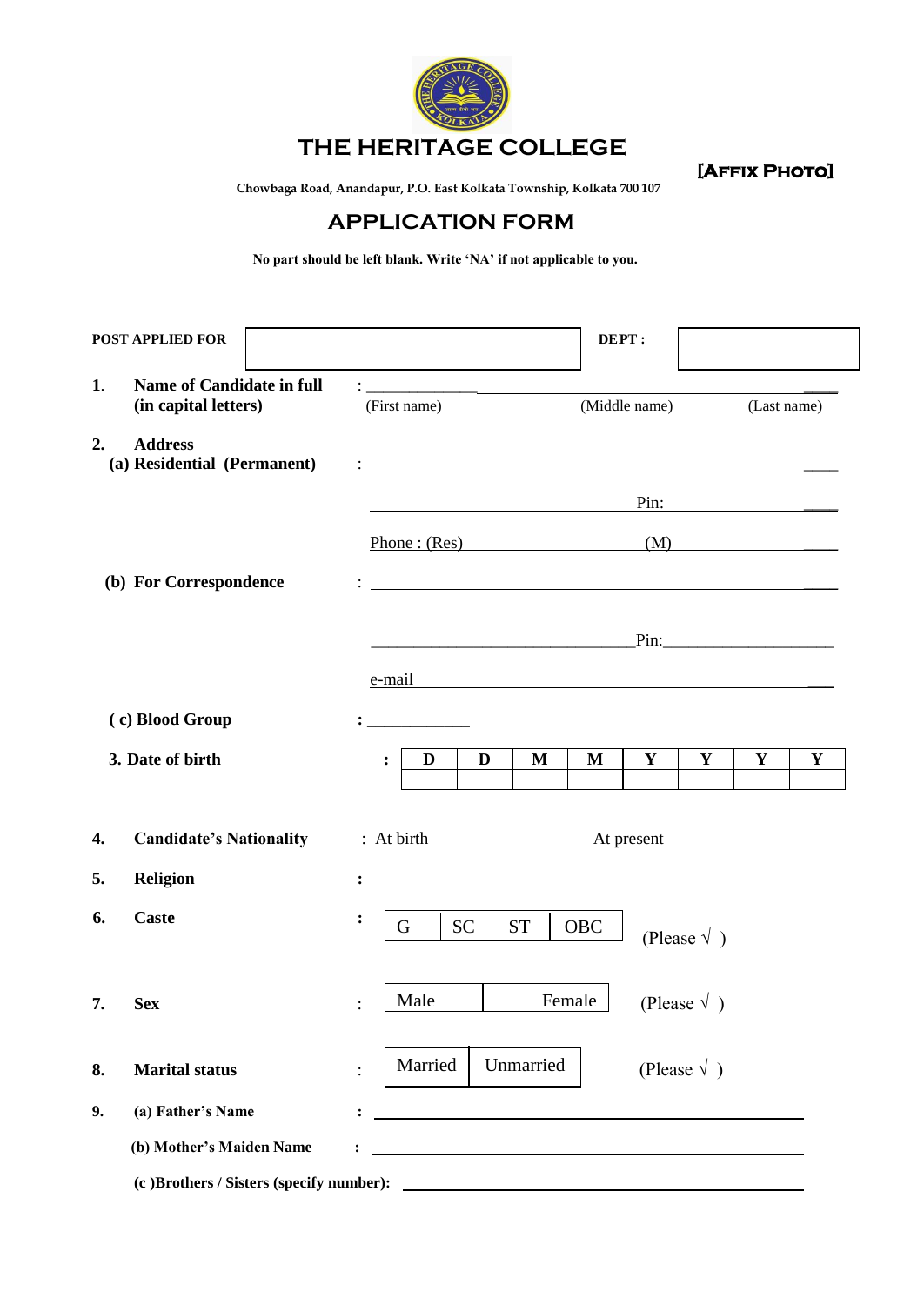# THE HERITAGE COLLEGE

**[Affix Photo]**

**Chowbaga Road, Anandapur, P.O. East Kolkata Township, Kolkata 700 107**

## APPLICATION FORM

**No part should be left blank. Write 'NA' if not applicable to you.**

**POST APPLIED FOR** ______________________ **DEPT :** ______________

**1. Name of Candidate in full (in capital letters)** : ______________________________________

(First name) (Middle name) (Last name)

**2. Address**

**(a) Residential (Permanent)** : ______________________________________

______________________ Pin: ______________

Phone : (Res) ______________ (M) ______________

**(b) For Correspondence** : ______________________________________

______________________ Pin: ______________

e-mail ______________________________________

**( c) Blood Group** : ____________

**3. Date of birth** :

| D | D | M | M | Y | Y | Y | Y |
|---|---|---|---|---|---|---|---|
| | | | | | | | |

**4. Candidate's Nationality** : At birth ______________ At present ______________

**5. Religion** : ______________________________________

**6. Caste** :

| G | SC | ST | OBC |
|---|---|---|---|

(Please √ )

**7. Sex** :

| Male | Female |
|---|---|

(Please √ )

**8. Marital status** :

| Married | Unmarried |
|---|---|

(Please √ )

**9. (a) Father's Name** : ______________________________________

**(b) Mother's Maiden Name** : ______________________________________

**(c )Brothers / Sisters (specify number):** ______________________________________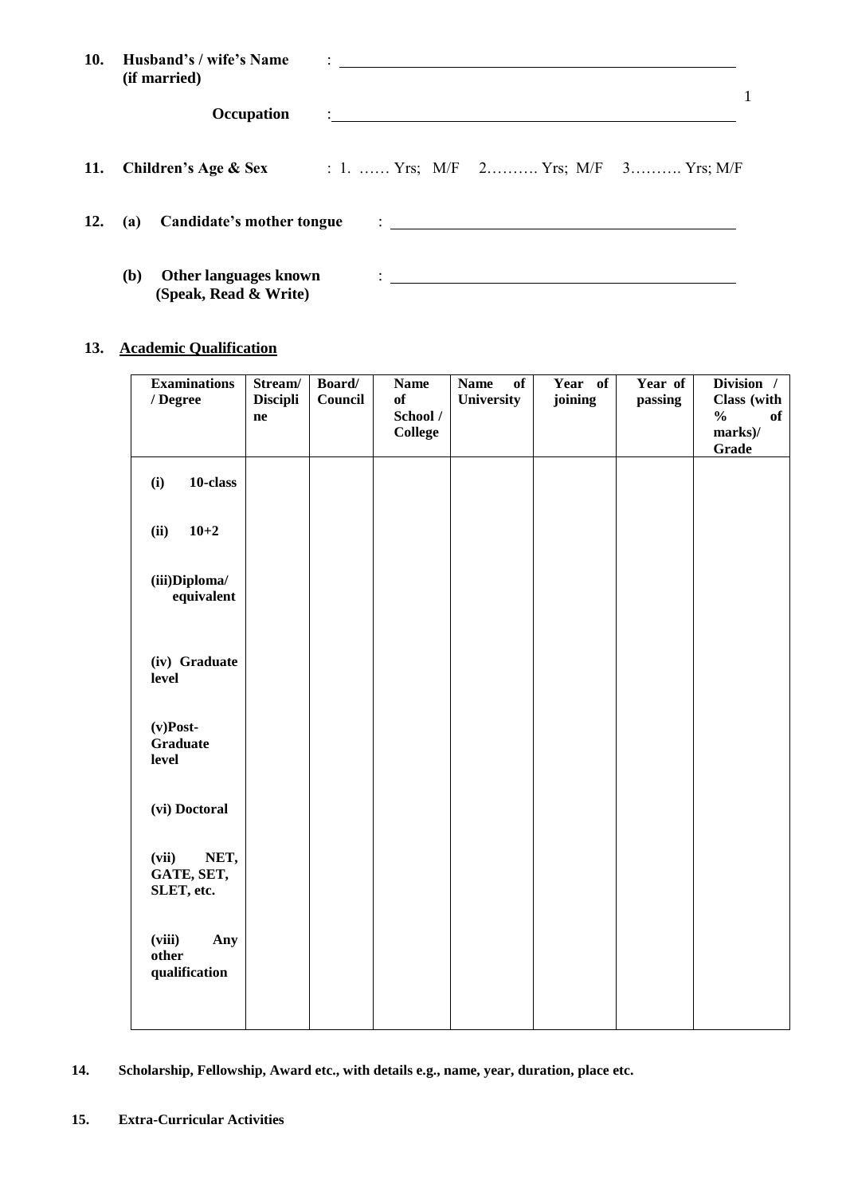**10. Husband's / wife's Name (if married)** : ____________________________________________

**Occupation** : ____________________________________________

**11. Children's Age & Sex** : 1. …… Yrs; M/F 2………. Yrs; M/F 3………. Yrs; M/F

**12. (a) Candidate's mother tongue** : ____________________________________________

**(b) Other languages known (Speak, Read & Write)** : ____________________________________________

**13. Academic Qualification**

| Examinations / Degree | Stream/ Discipline | Board/ Council | Name of School / College | Name of University | Year of joining | Year of passing | Division / Class (with % of marks)/ Grade |
|---|---|---|---|---|---|---|---|
| (i) 10-class | | | | | | | |
| (ii) 10+2 | | | | | | | |
| (iii) Diploma/ equivalent | | | | | | | |
| (iv) Graduate level | | | | | | | |
| (v) Post-Graduate level | | | | | | | |
| (vi) Doctoral | | | | | | | |
| (vii) NET, GATE, SET, SLET, etc. | | | | | | | |
| (viii) Any other qualification | | | | | | | |

**14. Scholarship, Fellowship, Award etc., with details e.g., name, year, duration, place etc.**

**15. Extra-Curricular Activities**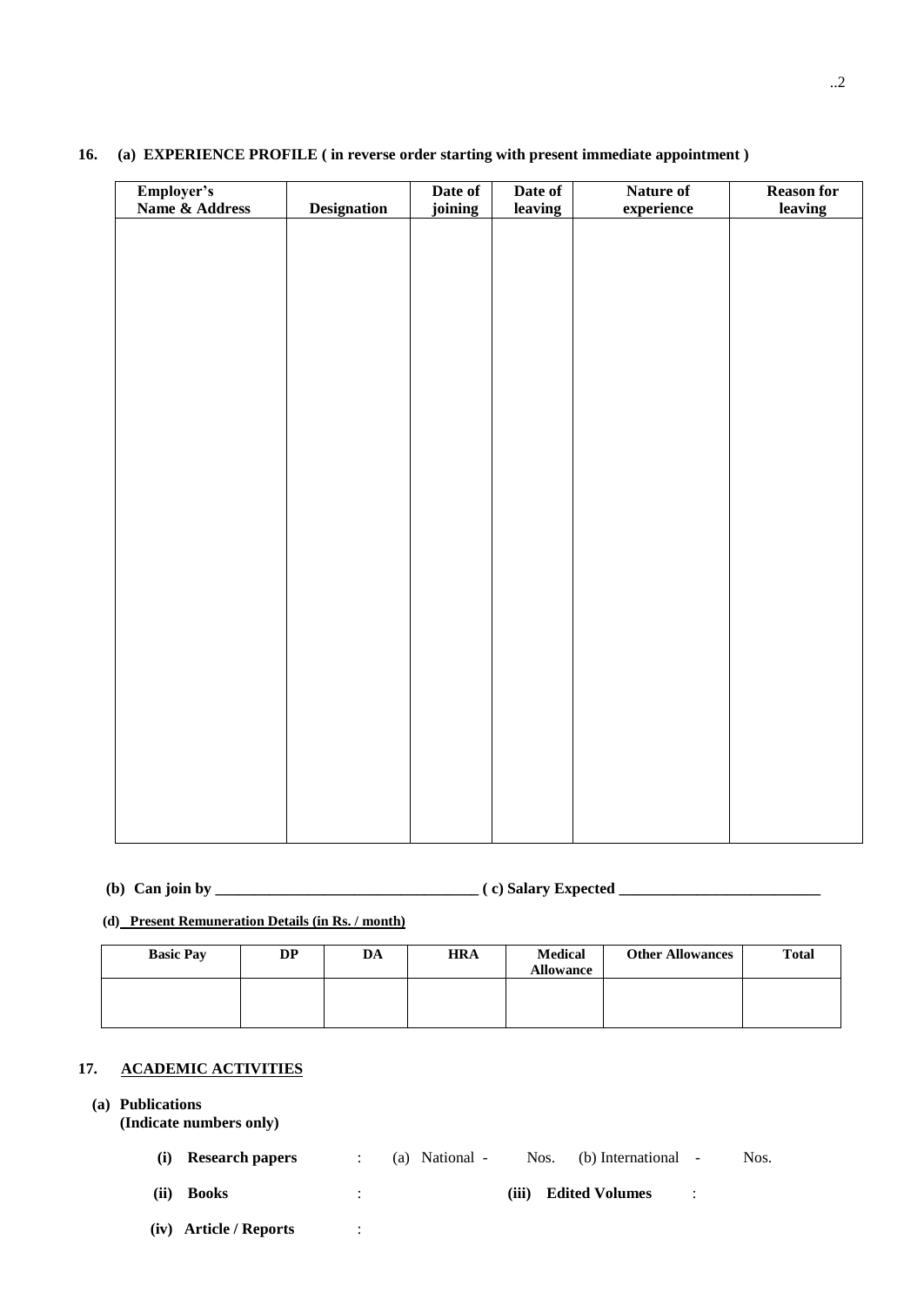**16. (a) EXPERIENCE PROFILE ( in reverse order starting with present immediate appointment )**

| Employer's Name & Address | Designation | Date of joining | Date of leaving | Nature of experience | Reason for leaving |
|---|---|---|---|---|---|
| | | | | | |

**(b) Can join by __________________________________ ( c) Salary Expected __________________________**

**(d) Present Remuneration Details (in Rs. / month)**

| Basic Pay | DP | DA | HRA | Medical Allowance | Other Allowances | Total |
|---|---|---|---|---|---|---|
| | | | | | | |

**17. ACADEMIC ACTIVITIES**

**(a) Publications**
**(Indicate numbers only)**

**(i) Research papers** : (a) National - Nos. (b) International - Nos.

**(ii) Books** : **(iii) Edited Volumes** :

**(iv) Article / Reports** :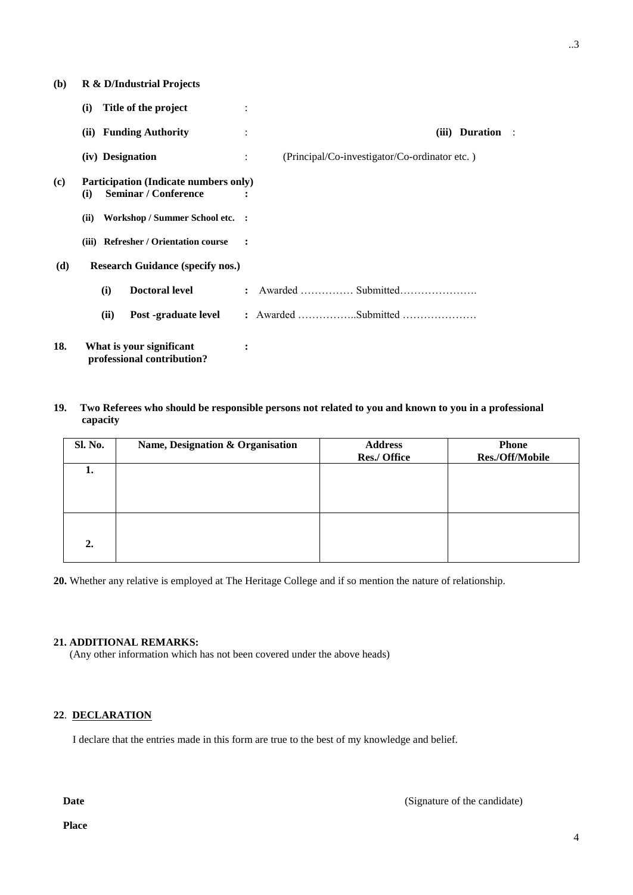**(b) R & D/Industrial Projects**

**(i) Title of the project** :

**(ii) Funding Authority** : **(iii) Duration** :

**(iv) Designation** : (Principal/Co-investigator/Co-ordinator etc. )

**(c) Participation (Indicate numbers only)**

**(i) Seminar / Conference** :

**(ii) Workshop / Summer School etc.** :

**(iii) Refresher / Orientation course** :

**(d) Research Guidance (specify nos.)**

**(i) Doctoral level** : Awarded …………… Submitted………………….

**(ii) Post -graduate level** : Awarded ……………..Submitted …………………

**18. What is your significant professional contribution?** :

**19. Two Referees who should be responsible persons not related to you and known to you in a professional capacity**

| Sl. No. | Name, Designation & Organisation | Address Res./ Office | Phone Res./Off/Mobile |
|---|---|---|---|
| 1. | | | |
| 2. | | | |

**20.** Whether any relative is employed at The Heritage College and if so mention the nature of relationship.

**21. ADDITIONAL REMARKS:**

(Any other information which has not been covered under the above heads)

**22**. **DECLARATION**

I declare that the entries made in this form are true to the best of my knowledge and belief.

**Date** (Signature of the candidate)

**Place**